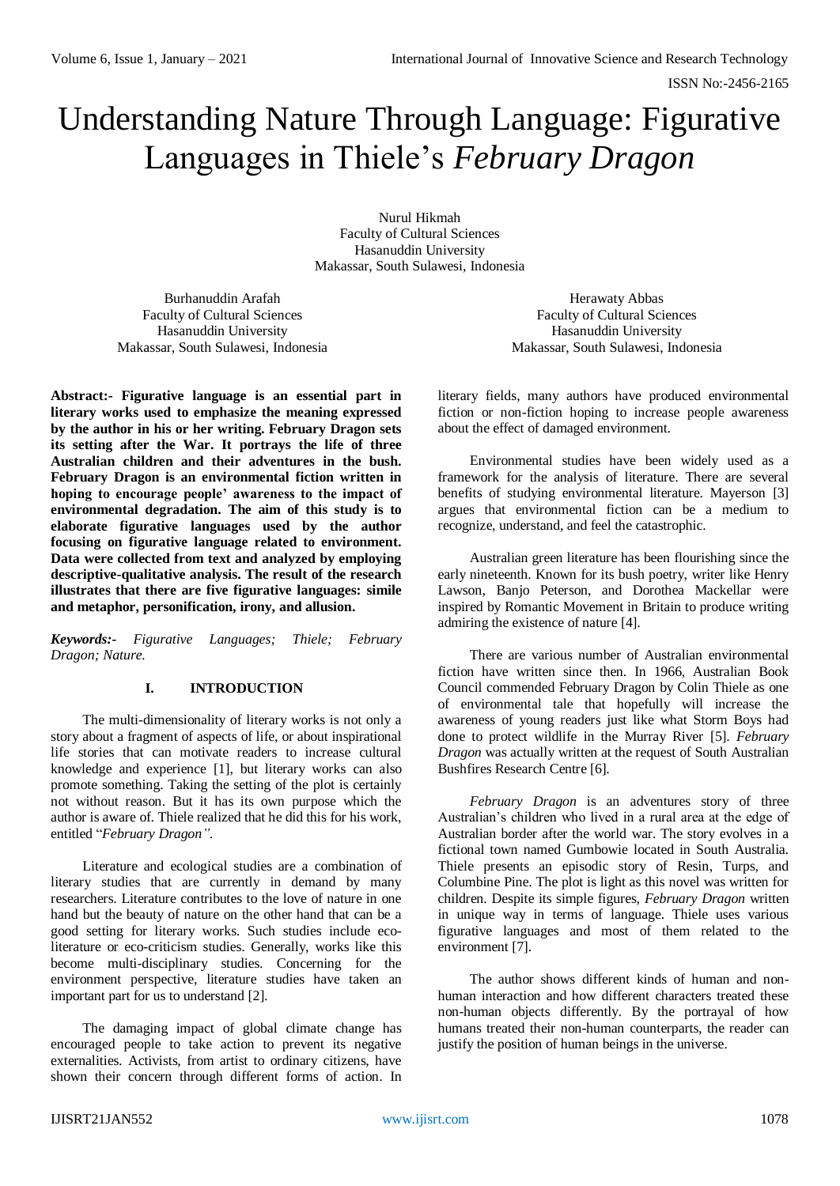# Understanding Nature Through Language: Figurative Languages in Thiele's *February Dragon*

Nurul Hikmah
Faculty of Cultural Sciences
Hasanuddin University
Makassar, South Sulawesi, Indonesia

Burhanuddin Arafah
Faculty of Cultural Sciences
Hasanuddin University
Makassar, South Sulawesi, Indonesia

Herawaty Abbas
Faculty of Cultural Sciences
Hasanuddin University
Makassar, South Sulawesi, Indonesia

**Abstract:- Figurative language is an essential part in literary works used to emphasize the meaning expressed by the author in his or her writing. February Dragon sets its setting after the War. It portrays the life of three Australian children and their adventures in the bush. February Dragon is an environmental fiction written in hoping to encourage people' awareness to the impact of environmental degradation. The aim of this study is to elaborate figurative languages used by the author focusing on figurative language related to environment. Data were collected from text and analyzed by employing descriptive-qualitative analysis. The result of the research illustrates that there are five figurative languages: simile and metaphor, personification, irony, and allusion.**

***Keywords:-*** *Figurative Languages; Thiele; February Dragon; Nature.*

## I. INTRODUCTION

The multi-dimensionality of literary works is not only a story about a fragment of aspects of life, or about inspirational life stories that can motivate readers to increase cultural knowledge and experience [1], but literary works can also promote something. Taking the setting of the plot is certainly not without reason. But it has its own purpose which the author is aware of. Thiele realized that he did this for his work, entitled "*February Dragon".*

Literature and ecological studies are a combination of literary studies that are currently in demand by many researchers. Literature contributes to the love of nature in one hand but the beauty of nature on the other hand that can be a good setting for literary works. Such studies include eco-literature or eco-criticism studies. Generally, works like this become multi-disciplinary studies. Concerning for the environment perspective, literature studies have taken an important part for us to understand [2].

The damaging impact of global climate change has encouraged people to take action to prevent its negative externalities. Activists, from artist to ordinary citizens, have shown their concern through different forms of action. In literary fields, many authors have produced environmental fiction or non-fiction hoping to increase people awareness about the effect of damaged environment.

Environmental studies have been widely used as a framework for the analysis of literature. There are several benefits of studying environmental literature. Mayerson [3] argues that environmental fiction can be a medium to recognize, understand, and feel the catastrophic.

Australian green literature has been flourishing since the early nineteenth. Known for its bush poetry, writer like Henry Lawson, Banjo Peterson, and Dorothea Mackellar were inspired by Romantic Movement in Britain to produce writing admiring the existence of nature [4].

There are various number of Australian environmental fiction have written since then. In 1966, Australian Book Council commended February Dragon by Colin Thiele as one of environmental tale that hopefully will increase the awareness of young readers just like what Storm Boys had done to protect wildlife in the Murray River [5]. *February Dragon* was actually written at the request of South Australian Bushfires Research Centre [6].

*February Dragon* is an adventures story of three Australian's children who lived in a rural area at the edge of Australian border after the world war. The story evolves in a fictional town named Gumbowie located in South Australia. Thiele presents an episodic story of Resin, Turps, and Columbine Pine. The plot is light as this novel was written for children. Despite its simple figures, *February Dragon* written in unique way in terms of language. Thiele uses various figurative languages and most of them related to the environment [7].

The author shows different kinds of human and non-human interaction and how different characters treated these non-human objects differently. By the portrayal of how humans treated their non-human counterparts, the reader can justify the position of human beings in the universe.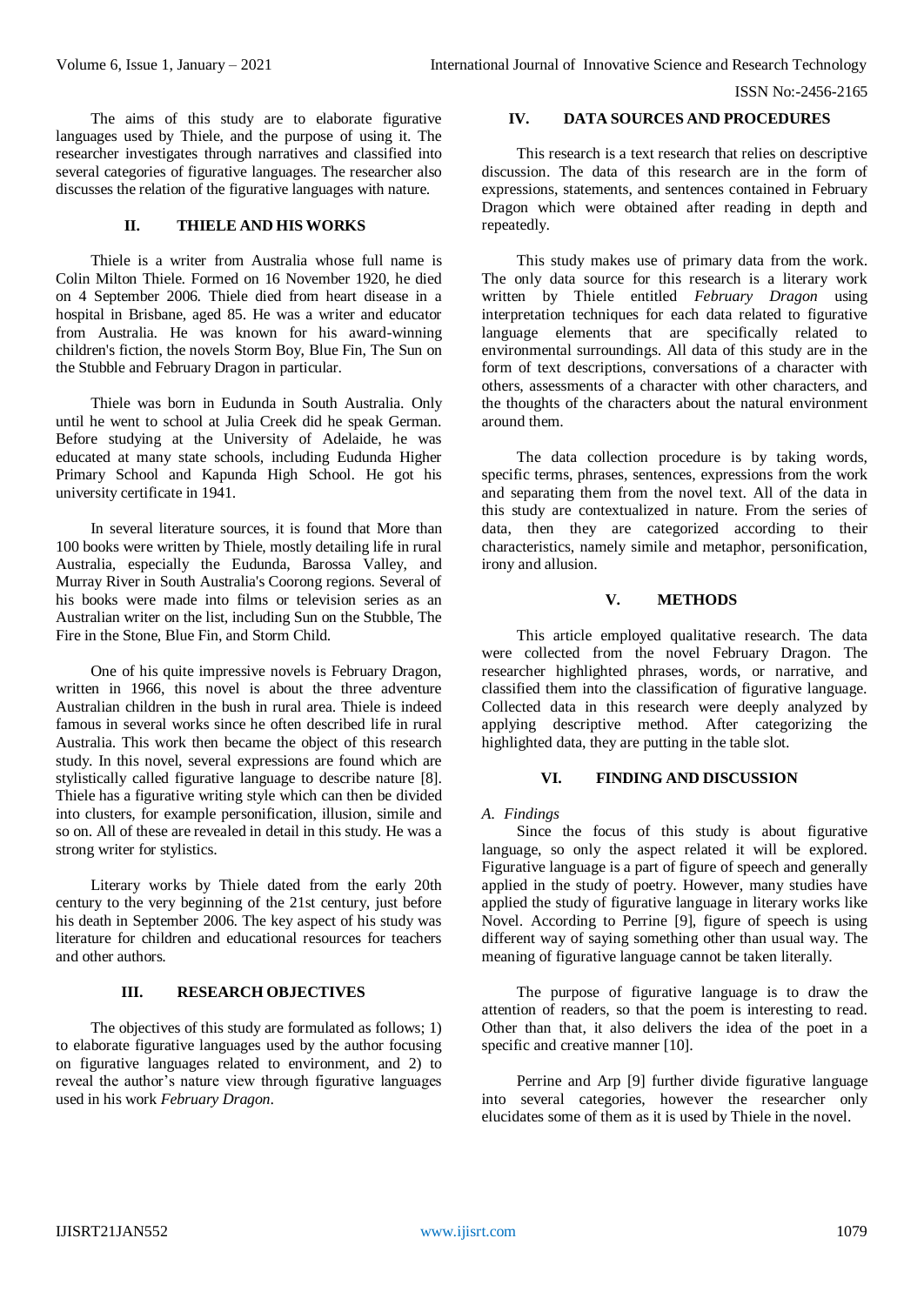The aims of this study are to elaborate figurative languages used by Thiele, and the purpose of using it. The researcher investigates through narratives and classified into several categories of figurative languages. The researcher also discusses the relation of the figurative languages with nature.

## II. THIELE AND HIS WORKS

Thiele is a writer from Australia whose full name is Colin Milton Thiele. Formed on 16 November 1920, he died on 4 September 2006. Thiele died from heart disease in a hospital in Brisbane, aged 85. He was a writer and educator from Australia. He was known for his award-winning children's fiction, the novels Storm Boy, Blue Fin, The Sun on the Stubble and February Dragon in particular.

Thiele was born in Eudunda in South Australia. Only until he went to school at Julia Creek did he speak German. Before studying at the University of Adelaide, he was educated at many state schools, including Eudunda Higher Primary School and Kapunda High School. He got his university certificate in 1941.

In several literature sources, it is found that More than 100 books were written by Thiele, mostly detailing life in rural Australia, especially the Eudunda, Barossa Valley, and Murray River in South Australia's Coorong regions. Several of his books were made into films or television series as an Australian writer on the list, including Sun on the Stubble, The Fire in the Stone, Blue Fin, and Storm Child.

One of his quite impressive novels is February Dragon, written in 1966, this novel is about the three adventure Australian children in the bush in rural area. Thiele is indeed famous in several works since he often described life in rural Australia. This work then became the object of this research study. In this novel, several expressions are found which are stylistically called figurative language to describe nature [8]. Thiele has a figurative writing style which can then be divided into clusters, for example personification, illusion, simile and so on. All of these are revealed in detail in this study. He was a strong writer for stylistics.

Literary works by Thiele dated from the early 20th century to the very beginning of the 21st century, just before his death in September 2006. The key aspect of his study was literature for children and educational resources for teachers and other authors.

## III. RESEARCH OBJECTIVES

The objectives of this study are formulated as follows; 1) to elaborate figurative languages used by the author focusing on figurative languages related to environment, and 2) to reveal the author's nature view through figurative languages used in his work *February Dragon*.

## IV. DATA SOURCES AND PROCEDURES

This research is a text research that relies on descriptive discussion. The data of this research are in the form of expressions, statements, and sentences contained in February Dragon which were obtained after reading in depth and repeatedly.

This study makes use of primary data from the work. The only data source for this research is a literary work written by Thiele entitled *February Dragon* using interpretation techniques for each data related to figurative language elements that are specifically related to environmental surroundings. All data of this study are in the form of text descriptions, conversations of a character with others, assessments of a character with other characters, and the thoughts of the characters about the natural environment around them.

The data collection procedure is by taking words, specific terms, phrases, sentences, expressions from the work and separating them from the novel text. All of the data in this study are contextualized in nature. From the series of data, then they are categorized according to their characteristics, namely simile and metaphor, personification, irony and allusion.

## V. METHODS

This article employed qualitative research. The data were collected from the novel February Dragon. The researcher highlighted phrases, words, or narrative, and classified them into the classification of figurative language. Collected data in this research were deeply analyzed by applying descriptive method. After categorizing the highlighted data, they are putting in the table slot.

## VI. FINDING AND DISCUSSION

### *A. Findings*

Since the focus of this study is about figurative language, so only the aspect related it will be explored. Figurative language is a part of figure of speech and generally applied in the study of poetry. However, many studies have applied the study of figurative language in literary works like Novel. According to Perrine [9], figure of speech is using different way of saying something other than usual way. The meaning of figurative language cannot be taken literally.

The purpose of figurative language is to draw the attention of readers, so that the poem is interesting to read. Other than that, it also delivers the idea of the poet in a specific and creative manner [10].

Perrine and Arp [9] further divide figurative language into several categories, however the researcher only elucidates some of them as it is used by Thiele in the novel.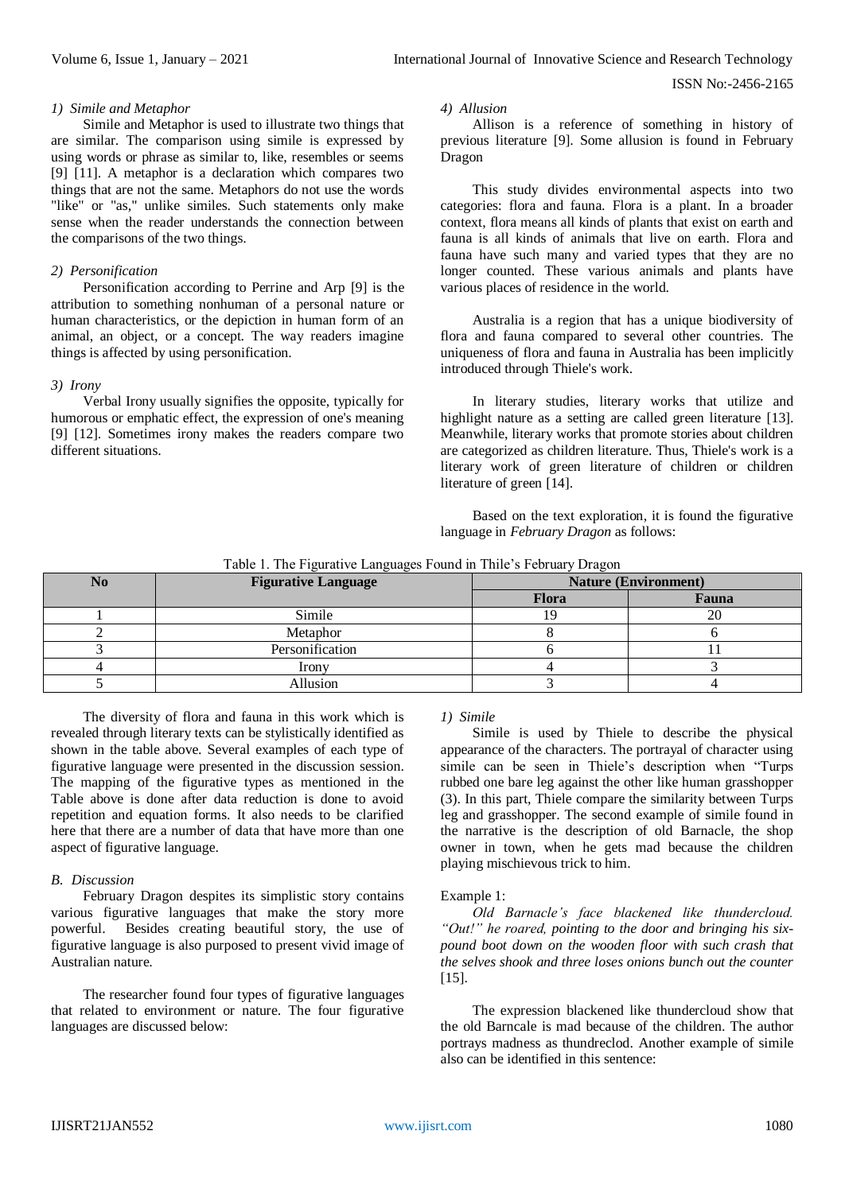*1) Simile and Metaphor*

Simile and Metaphor is used to illustrate two things that are similar. The comparison using simile is expressed by using words or phrase as similar to, like, resembles or seems [9] [11]. A metaphor is a declaration which compares two things that are not the same. Metaphors do not use the words "like" or "as," unlike similes. Such statements only make sense when the reader understands the connection between the comparisons of the two things.

*2) Personification*

Personification according to Perrine and Arp [9] is the attribution to something nonhuman of a personal nature or human characteristics, or the depiction in human form of an animal, an object, or a concept. The way readers imagine things is affected by using personification.

*3) Irony*

Verbal Irony usually signifies the opposite, typically for humorous or emphatic effect, the expression of one's meaning [9] [12]. Sometimes irony makes the readers compare two different situations.

*4) Allusion*

Allison is a reference of something in history of previous literature [9]. Some allusion is found in February Dragon

This study divides environmental aspects into two categories: flora and fauna. Flora is a plant. In a broader context, flora means all kinds of plants that exist on earth and fauna is all kinds of animals that live on earth. Flora and fauna have such many and varied types that they are no longer counted. These various animals and plants have various places of residence in the world.

Australia is a region that has a unique biodiversity of flora and fauna compared to several other countries. The uniqueness of flora and fauna in Australia has been implicitly introduced through Thiele's work.

In literary studies, literary works that utilize and highlight nature as a setting are called green literature [13]. Meanwhile, literary works that promote stories about children are categorized as children literature. Thus, Thiele's work is a literary work of green literature of children or children literature of green [14].

Based on the text exploration, it is found the figurative language in *February Dragon* as follows:

Table 1. The Figurative Languages Found in Thile's February Dragon

| No | Figurative Language | Nature (Environment) | |
|---|---|---|---|
| | | Flora | Fauna |
| 1 | Simile | 19 | 20 |
| 2 | Metaphor | 8 | 6 |
| 3 | Personification | 6 | 11 |
| 4 | Irony | 4 | 3 |
| 5 | Allusion | 3 | 4 |

The diversity of flora and fauna in this work which is revealed through literary texts can be stylistically identified as shown in the table above. Several examples of each type of figurative language were presented in the discussion session. The mapping of the figurative types as mentioned in the Table above is done after data reduction is done to avoid repetition and equation forms. It also needs to be clarified here that there are a number of data that have more than one aspect of figurative language.

*B. Discussion*

February Dragon despites its simplistic story contains various figurative languages that make the story more powerful. Besides creating beautiful story, the use of figurative language is also purposed to present vivid image of Australian nature.

The researcher found four types of figurative languages that related to environment or nature. The four figurative languages are discussed below:

*1) Simile*

Simile is used by Thiele to describe the physical appearance of the characters. The portrayal of character using simile can be seen in Thiele's description when "Turps rubbed one bare leg against the other like human grasshopper (3). In this part, Thiele compare the similarity between Turps leg and grasshopper. The second example of simile found in the narrative is the description of old Barnacle, the shop owner in town, when he gets mad because the children playing mischievous trick to him.

Example 1:

*Old Barnacle's face blackened like thundercloud. "Out!" he roared, pointing to the door and bringing his six-pound boot down on the wooden floor with such crash that the selves shook and three loses onions bunch out the counter* [15].

The expression blackened like thundercloud show that the old Barncale is mad because of the children. The author portrays madness as thundreclod. Another example of simile also can be identified in this sentence: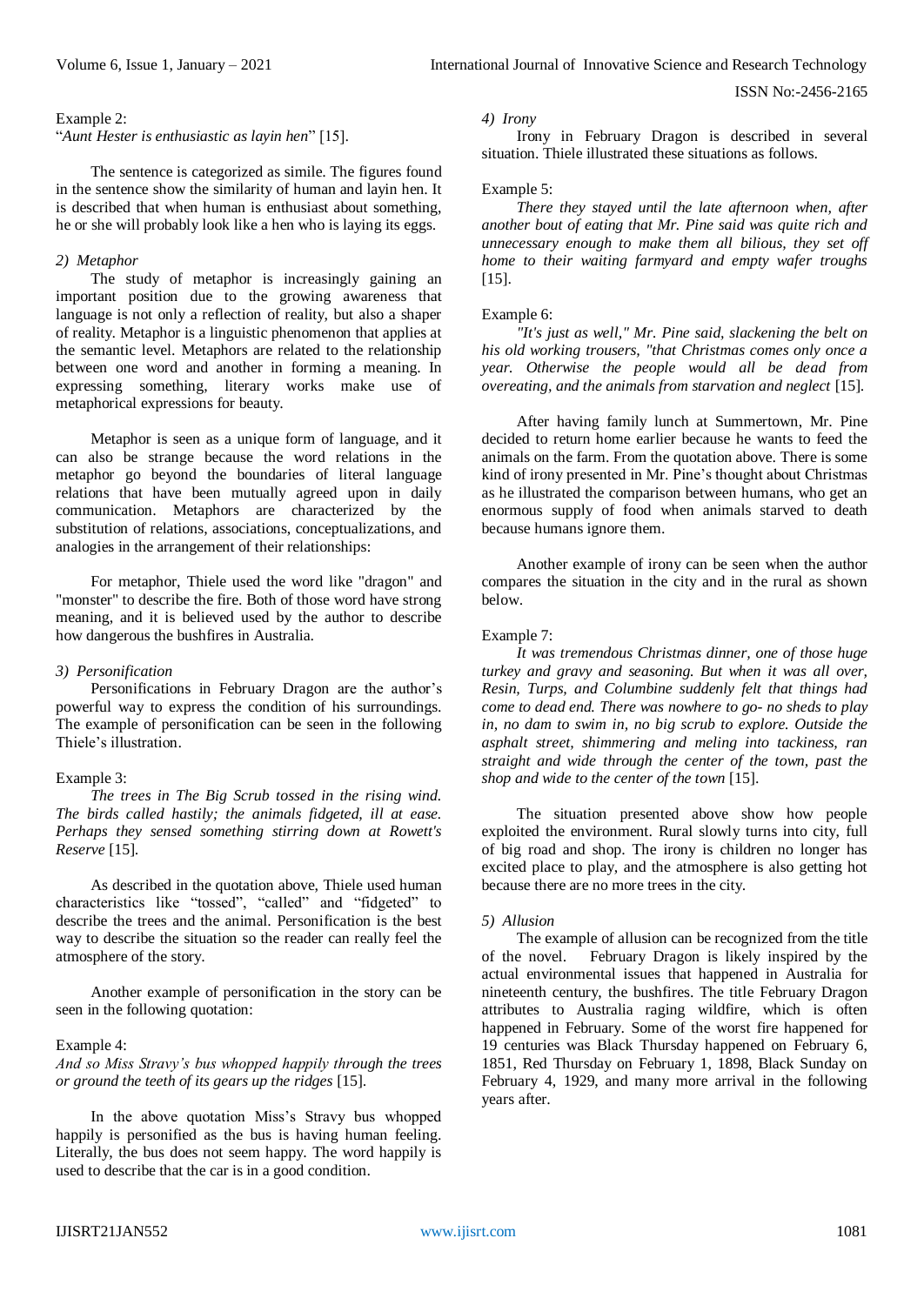Example 2:
"*Aunt Hester is enthusiastic as layin hen*" [15].

The sentence is categorized as simile. The figures found in the sentence show the similarity of human and layin hen. It is described that when human is enthusiast about something, he or she will probably look like a hen who is laying its eggs.

#### 2) Metaphor

The study of metaphor is increasingly gaining an important position due to the growing awareness that language is not only a reflection of reality, but also a shaper of reality. Metaphor is a linguistic phenomenon that applies at the semantic level. Metaphors are related to the relationship between one word and another in forming a meaning. In expressing something, literary works make use of metaphorical expressions for beauty.

Metaphor is seen as a unique form of language, and it can also be strange because the word relations in the metaphor go beyond the boundaries of literal language relations that have been mutually agreed upon in daily communication. Metaphors are characterized by the substitution of relations, associations, conceptualizations, and analogies in the arrangement of their relationships:

For metaphor, Thiele used the word like "dragon" and "monster" to describe the fire. Both of those word have strong meaning, and it is believed used by the author to describe how dangerous the bushfires in Australia.

#### 3) Personification

Personifications in February Dragon are the author's powerful way to express the condition of his surroundings. The example of personification can be seen in the following Thiele's illustration.

Example 3:
*The trees in The Big Scrub tossed in the rising wind. The birds called hastily; the animals fidgeted, ill at ease. Perhaps they sensed something stirring down at Rowett's Reserve* [15].

As described in the quotation above, Thiele used human characteristics like "tossed", "called" and "fidgeted" to describe the trees and the animal. Personification is the best way to describe the situation so the reader can really feel the atmosphere of the story.

Another example of personification in the story can be seen in the following quotation:

Example 4:
*And so Miss Stravy's bus whopped happily through the trees or ground the teeth of its gears up the ridges* [15].

In the above quotation Miss's Stravy bus whopped happily is personified as the bus is having human feeling. Literally, the bus does not seem happy. The word happily is used to describe that the car is in a good condition.

#### 4) Irony

Irony in February Dragon is described in several situation. Thiele illustrated these situations as follows.

Example 5:
*There they stayed until the late afternoon when, after another bout of eating that Mr. Pine said was quite rich and unnecessary enough to make them all bilious, they set off home to their waiting farmyard and empty wafer troughs* [15].

Example 6:
*"It's just as well," Mr. Pine said, slackening the belt on his old working trousers, "that Christmas comes only once a year. Otherwise the people would all be dead from overeating, and the animals from starvation and neglect* [15].

After having family lunch at Summertown, Mr. Pine decided to return home earlier because he wants to feed the animals on the farm. From the quotation above. There is some kind of irony presented in Mr. Pine's thought about Christmas as he illustrated the comparison between humans, who get an enormous supply of food when animals starved to death because humans ignore them.

Another example of irony can be seen when the author compares the situation in the city and in the rural as shown below.

Example 7:
*It was tremendous Christmas dinner, one of those huge turkey and gravy and seasoning. But when it was all over, Resin, Turps, and Columbine suddenly felt that things had come to dead end. There was nowhere to go- no sheds to play in, no dam to swim in, no big scrub to explore. Outside the asphalt street, shimmering and meling into tackiness, ran straight and wide through the center of the town, past the shop and wide to the center of the town* [15].

The situation presented above show how people exploited the environment. Rural slowly turns into city, full of big road and shop. The irony is children no longer has excited place to play, and the atmosphere is also getting hot because there are no more trees in the city.

#### 5) Allusion

The example of allusion can be recognized from the title of the novel. February Dragon is likely inspired by the actual environmental issues that happened in Australia for nineteenth century, the bushfires. The title February Dragon attributes to Australia raging wildfire, which is often happened in February. Some of the worst fire happened for 19 centuries was Black Thursday happened on February 6, 1851, Red Thursday on February 1, 1898, Black Sunday on February 4, 1929, and many more arrival in the following years after.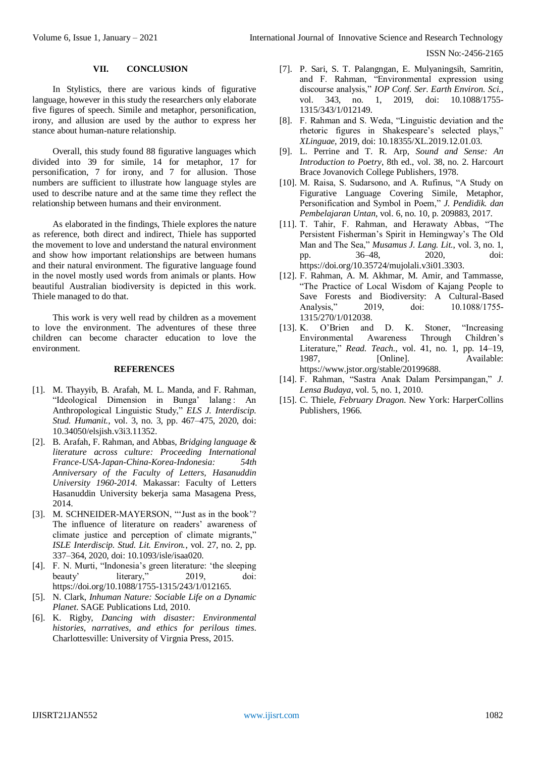## VII. CONCLUSION

In Stylistics, there are various kinds of figurative language, however in this study the researchers only elaborate five figures of speech. Simile and metaphor, personification, irony, and allusion are used by the author to express her stance about human-nature relationship.

Overall, this study found 88 figurative languages which divided into 39 for simile, 14 for metaphor, 17 for personification, 7 for irony, and 7 for allusion. Those numbers are sufficient to illustrate how language styles are used to describe nature and at the same time they reflect the relationship between humans and their environment.

As elaborated in the findings, Thiele explores the nature as reference, both direct and indirect, Thiele has supported the movement to love and understand the natural environment and show how important relationships are between humans and their natural environment. The figurative language found in the novel mostly used words from animals or plants. How beautiful Australian biodiversity is depicted in this work. Thiele managed to do that.

This work is very well read by children as a movement to love the environment. The adventures of these three children can become character education to love the environment.

## REFERENCES

[1]. M. Thayyib, B. Arafah, M. L. Manda, and F. Rahman, "Ideological Dimension in Bunga' lalang: An Anthropological Linguistic Study," *ELS J. Interdiscip. Stud. Humanit.*, vol. 3, no. 3, pp. 467–475, 2020, doi: 10.34050/elsjish.v3i3.11352.

[2]. B. Arafah, F. Rahman, and Abbas, *Bridging language & literature across culture: Proceeding International France-USA-Japan-China-Korea-Indonesia: 54th Anniversary of the Faculty of Letters, Hasanuddin University 1960-2014*. Makassar: Faculty of Letters Hasanuddin University bekerja sama Masagena Press, 2014.

[3]. M. SCHNEIDER-MAYERSON, "'Just as in the book'? The influence of literature on readers' awareness of climate justice and perception of climate migrants," *ISLE Interdiscip. Stud. Lit. Environ.*, vol. 27, no. 2, pp. 337–364, 2020, doi: 10.1093/isle/isaa020.

[4]. F. N. Murti, "Indonesia's green literature: 'the sleeping beauty' literary," 2019, doi: https://doi.org/10.1088/1755-1315/243/1/012165.

[5]. N. Clark, *Inhuman Nature: Sociable Life on a Dynamic Planet*. SAGE Publications Ltd, 2010.

[6]. K. Rigby, *Dancing with disaster: Environmental histories, narratives, and ethics for perilous times*. Charlottesville: University of Virgnia Press, 2015.

[7]. P. Sari, S. T. Palangngan, E. Mulyaningsih, Samritin, and F. Rahman, "Environmental expression using discourse analysis," *IOP Conf. Ser. Earth Environ. Sci.*, vol. 343, no. 1, 2019, doi: 10.1088/1755-1315/343/1/012149.

[8]. F. Rahman and S. Weda, "Linguistic deviation and the rhetoric figures in Shakespeare's selected plays," *XLinguae*, 2019, doi: 10.18355/XL.2019.12.01.03.

[9]. L. Perrine and T. R. Arp, *Sound and Sense: An Introduction to Poetry*, 8th ed., vol. 38, no. 2. Harcourt Brace Jovanovich College Publishers, 1978.

[10]. M. Raisa, S. Sudarsono, and A. Rufinus, "A Study on Figurative Language Covering Simile, Metaphor, Personification and Symbol in Poem," *J. Pendidik. dan Pembelajaran Untan*, vol. 6, no. 10, p. 209883, 2017.

[11]. T. Tahir, F. Rahman, and Herawaty Abbas, "The Persistent Fisherman's Spirit in Hemingway's The Old Man and The Sea," *Musamus J. Lang. Lit.*, vol. 3, no. 1, pp. 36–48, 2020, doi: https://doi.org/10.35724/mujolali.v3i01.3303.

[12]. F. Rahman, A. M. Akhmar, M. Amir, and Tammasse, "The Practice of Local Wisdom of Kajang People to Save Forests and Biodiversity: A Cultural-Based Analysis," 2019, doi: 10.1088/1755-1315/270/1/012038.

[13]. K. O'Brien and D. K. Stoner, "Increasing Environmental Awareness Through Children's Literature," *Read. Teach.*, vol. 41, no. 1, pp. 14–19, 1987, [Online]. Available: https://www.jstor.org/stable/20199688.

[14]. F. Rahman, "Sastra Anak Dalam Persimpangan," *J. Lensa Budaya*, vol. 5, no. 1, 2010.

[15]. C. Thiele, *February Dragon*. New York: HarperCollins Publishers, 1966.